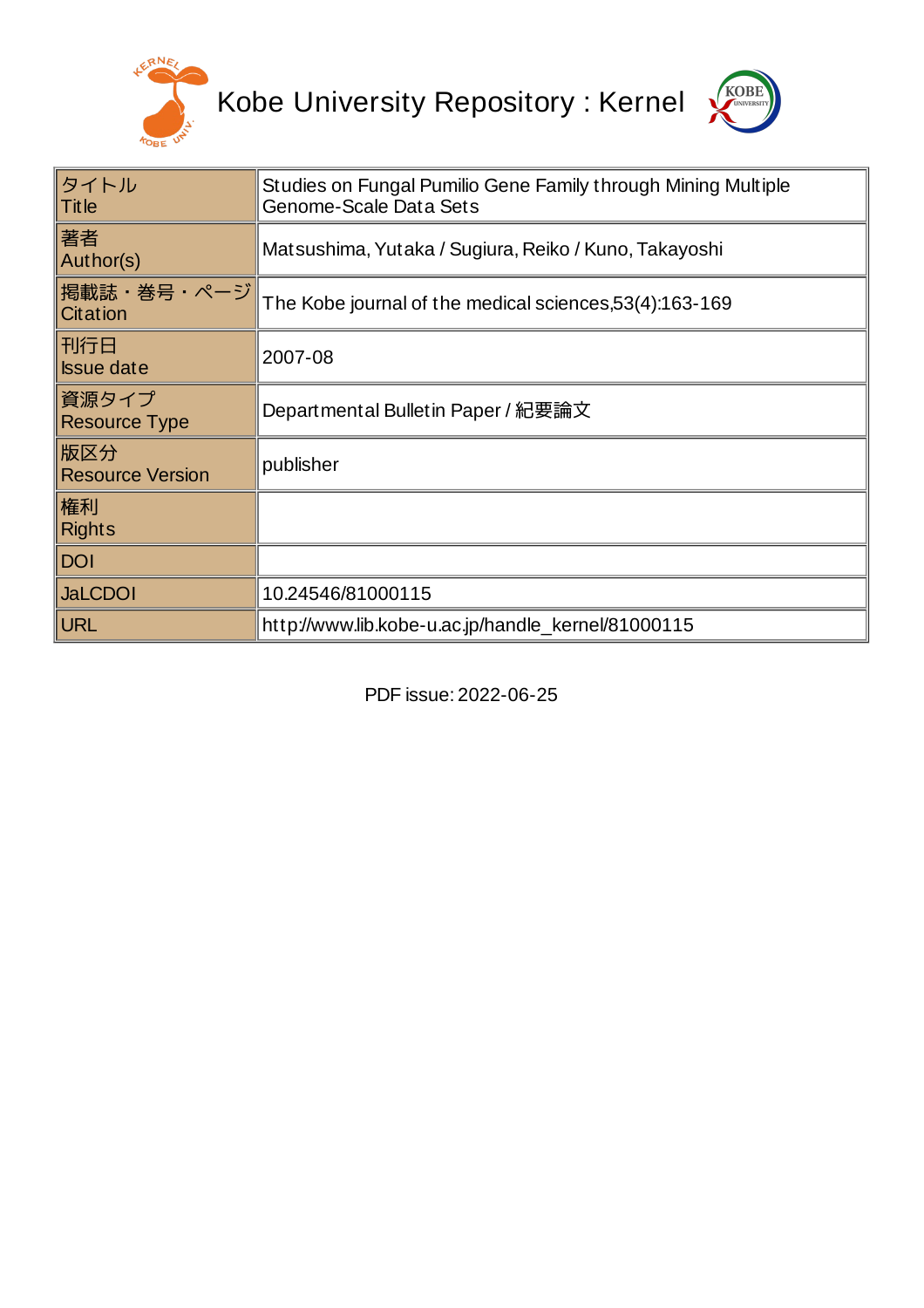Kobe University Repository : Kernel

| | |
|---|---|
| タイトル<br>Title | Studies on Fungal Pumilio Gene Family through Mining Multiple Genome-Scale Data Sets |
| 著者<br>Author(s) | Matsushima, Yutaka / Sugiura, Reiko / Kuno, Takayoshi |
| 掲載誌・巻号・ページ<br>Citation | The Kobe journal of the medical sciences,53(4):163-169 |
| 刊行日<br>Issue date | 2007-08 |
| 資源タイプ<br>Resource Type | Departmental Bulletin Paper / 紀要論文 |
| 版区分<br>Resource Version | publisher |
| 権利<br>Rights | |
| DOI | |
| JaLCDOI | 10.24546/81000115 |
| URL | http://www.lib.kobe-u.ac.jp/handle_kernel/81000115 |

PDF issue: 2022-06-25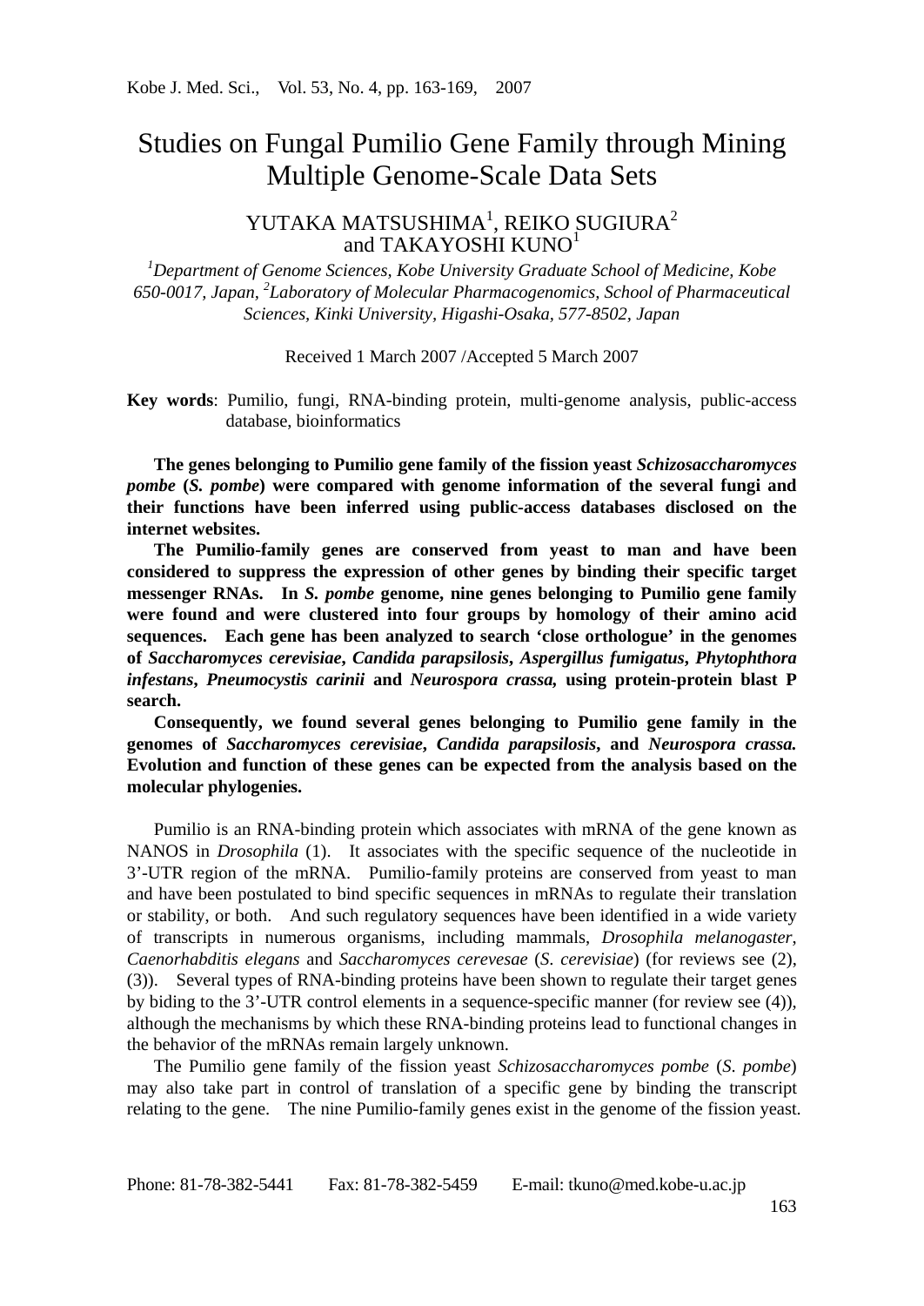Kobe J. Med. Sci., Vol. 53, No. 4, pp. 163-169, 2007

# Studies on Fungal Pumilio Gene Family through Mining Multiple Genome-Scale Data Sets

YUTAKA MATSUSHIMA[1], REIKO SUGIURA[2] and TAKAYOSHI KUNO[1]

*[1]Department of Genome Sciences, Kobe University Graduate School of Medicine, Kobe 650-0017, Japan, [2]Laboratory of Molecular Pharmacogenomics, School of Pharmaceutical Sciences, Kinki University, Higashi-Osaka, 577-8502, Japan*

Received 1 March 2007 /Accepted 5 March 2007

**Key words**: Pumilio, fungi, RNA-binding protein, multi-genome analysis, public-access database, bioinformatics

**The genes belonging to Pumilio gene family of the fission yeast *Schizosaccharomyces pombe* (*S. pombe*) were compared with genome information of the several fungi and their functions have been inferred using public-access databases disclosed on the internet websites.**

**The Pumilio-family genes are conserved from yeast to man and have been considered to suppress the expression of other genes by binding their specific target messenger RNAs. In *S. pombe* genome, nine genes belonging to Pumilio gene family were found and were clustered into four groups by homology of their amino acid sequences. Each gene has been analyzed to search 'close orthologue' in the genomes of *Saccharomyces cerevisiae*, *Candida parapsilosis*, *Aspergillus fumigatus*, *Phytophthora infestans*, *Pneumocystis carinii* and *Neurospora crassa*, using protein-protein blast P search.**

**Consequently, we found several genes belonging to Pumilio gene family in the genomes of *Saccharomyces cerevisiae*, *Candida parapsilosis*, and *Neurospora crassa.* Evolution and function of these genes can be expected from the analysis based on the molecular phylogenies.**

Pumilio is an RNA-binding protein which associates with mRNA of the gene known as NANOS in *Drosophila* (1). It associates with the specific sequence of the nucleotide in 3'-UTR region of the mRNA. Pumilio-family proteins are conserved from yeast to man and have been postulated to bind specific sequences in mRNAs to regulate their translation or stability, or both. And such regulatory sequences have been identified in a wide variety of transcripts in numerous organisms, including mammals, *Drosophila melanogaster*, *Caenorhabditis elegans* and *Saccharomyces cerevesae* (*S. cerevisiae*) (for reviews see (2), (3)). Several types of RNA-binding proteins have been shown to regulate their target genes by biding to the 3'-UTR control elements in a sequence-specific manner (for review see (4)), although the mechanisms by which these RNA-binding proteins lead to functional changes in the behavior of the mRNAs remain largely unknown.

The Pumilio gene family of the fission yeast *Schizosaccharomyces pombe* (*S. pombe*) may also take part in control of translation of a specific gene by binding the transcript relating to the gene. The nine Pumilio-family genes exist in the genome of the fission yeast.

Phone: 81-78-382-5441 Fax: 81-78-382-5459 E-mail: tkuno@med.kobe-u.ac.jp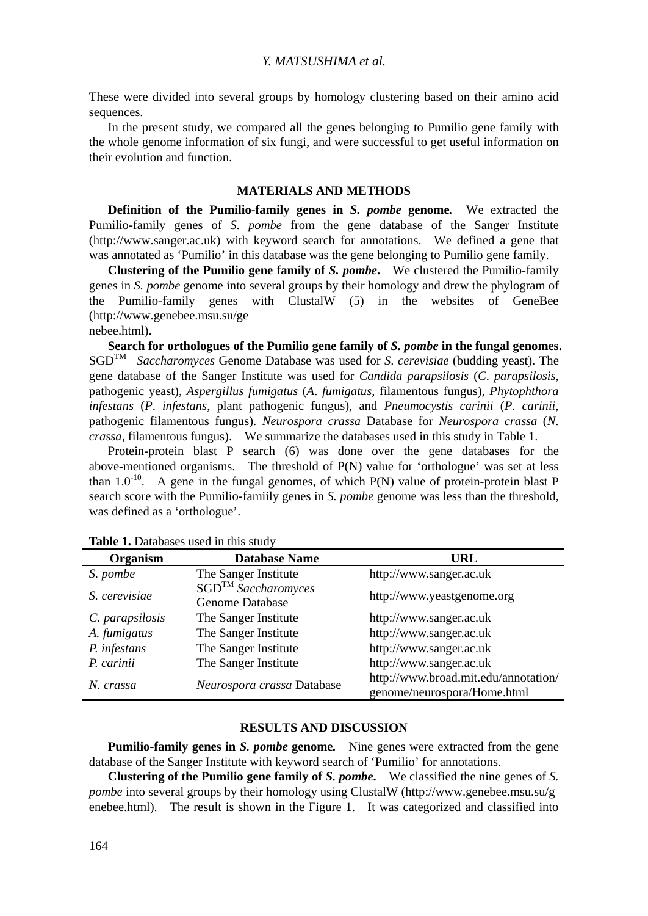These were divided into several groups by homology clustering based on their amino acid sequences.

In the present study, we compared all the genes belonging to Pumilio gene family with the whole genome information of six fungi, and were successful to get useful information on their evolution and function.

## MATERIALS AND METHODS

**Definition of the Pumilio-family genes in *S. pombe* genome.** We extracted the Pumilio-family genes of *S. pombe* from the gene database of the Sanger Institute (http://www.sanger.ac.uk) with keyword search for annotations. We defined a gene that was annotated as 'Pumilio' in this database was the gene belonging to Pumilio gene family.

**Clustering of the Pumilio gene family of *S. pombe*.** We clustered the Pumilio-family genes in *S. pombe* genome into several groups by their homology and drew the phylogram of the Pumilio-family genes with ClustalW (5) in the websites of GeneBee (http://www.genebee.msu.su/genebee.html).

**Search for orthologues of the Pumilio gene family of *S. pombe* in the fungal genomes.** SGD™ *Saccharomyces* Genome Database was used for *S. cerevisiae* (budding yeast). The gene database of the Sanger Institute was used for *Candida parapsilosis* (*C. parapsilosis*, pathogenic yeast), *Aspergillus fumigatus* (*A. fumigatus*, filamentous fungus), *Phytophthora infestans* (*P. infestans*, plant pathogenic fungus), and *Pneumocystis carinii* (*P. carinii*, pathogenic filamentous fungus). *Neurospora crassa* Database for *Neurospora crassa* (*N. crassa*, filamentous fungus). We summarize the databases used in this study in Table 1.

Protein-protein blast P search (6) was done over the gene databases for the above-mentioned organisms. The threshold of P(N) value for 'orthologue' was set at less than $1.0^{-10}$. A gene in the fungal genomes, of which P(N) value of protein-protein blast P search score with the Pumilio-famiily genes in *S. pombe* genome was less than the threshold, was defined as a 'orthologue'.

**Table 1.** Databases used in this study

| Organism | Database Name | URL |
| --- | --- | --- |
| *S. pombe* | The Sanger Institute | http://www.sanger.ac.uk |
| *S. cerevisiae* | SGD™ *Saccharomyces* Genome Database | http://www.yeastgenome.org |
| *C. parapsilosis* | The Sanger Institute | http://www.sanger.ac.uk |
| *A. fumigatus* | The Sanger Institute | http://www.sanger.ac.uk |
| *P. infestans* | The Sanger Institute | http://www.sanger.ac.uk |
| *P. carinii* | The Sanger Institute | http://www.sanger.ac.uk |
| *N. crassa* | *Neurospora crassa* Database | http://www.broad.mit.edu/annotation/genome/neurospora/Home.html |

## RESULTS AND DISCUSSION

**Pumilio-family genes in *S. pombe* genome.** Nine genes were extracted from the gene database of the Sanger Institute with keyword search of 'Pumilio' for annotations.

**Clustering of the Pumilio gene family of *S. pombe*.** We classified the nine genes of *S. pombe* into several groups by their homology using ClustalW (http://www.genebee.msu.su/genebee.html). The result is shown in the Figure 1. It was categorized and classified into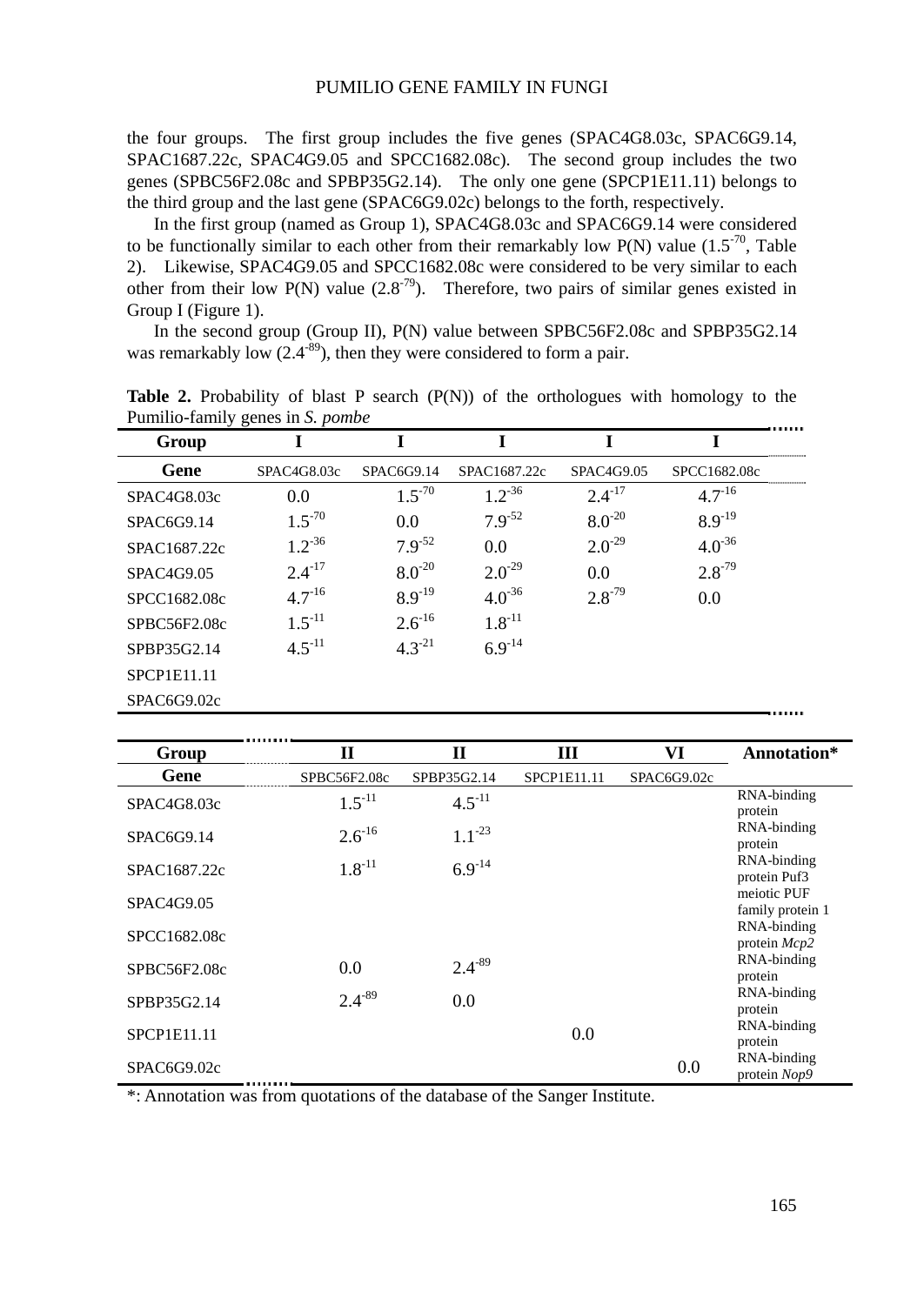the four groups. The first group includes the five genes (SPAC4G8.03c, SPAC6G9.14, SPAC1687.22c, SPAC4G9.05 and SPCC1682.08c). The second group includes the two genes (SPBC56F2.08c and SPBP35G2.14). The only one gene (SPCP1E11.11) belongs to the third group and the last gene (SPAC6G9.02c) belongs to the forth, respectively.

In the first group (named as Group 1), SPAC4G8.03c and SPAC6G9.14 were considered to be functionally similar to each other from their remarkably low P(N) value ($1.5^{-70}$, Table 2). Likewise, SPAC4G9.05 and SPCC1682.08c were considered to be very similar to each other from their low P(N) value ($2.8^{-79}$). Therefore, two pairs of similar genes existed in Group I (Figure 1).

In the second group (Group II), P(N) value between SPBC56F2.08c and SPBP35G2.14 was remarkably low ($2.4^{-89}$), then they were considered to form a pair.

**Table 2.** Probability of blast P search (P(N)) of the orthologues with homology to the Pumilio-family genes in *S. pombe*

| Group | I | I | I | I | I | II | II | III | VI | Annotation* |
|---|---|---|---|---|---|---|---|---|---|---|
| Gene | SPAC4G8.03c | SPAC6G9.14 | SPAC1687.22c | SPAC4G9.05 | SPCC1682.08c | SPBC56F2.08c | SPBP35G2.14 | SPCP1E11.11 | SPAC6G9.02c | |
| SPAC4G8.03c | 0.0 | $1.5^{-70}$ | $1.2^{-36}$ | $2.4^{-17}$ | $4.7^{-16}$ | $1.5^{-11}$ | $4.5^{-11}$ | | | RNA-binding protein |
| SPAC6G9.14 | $1.5^{-70}$ | 0.0 | $7.9^{-52}$ | $8.0^{-20}$ | $8.9^{-19}$ | $2.6^{-16}$ | $1.1^{-23}$ | | | RNA-binding protein |
| SPAC1687.22c | $1.2^{-36}$ | $7.9^{-52}$ | 0.0 | $2.0^{-29}$ | $4.0^{-36}$ | $1.8^{-11}$ | $6.9^{-14}$ | | | RNA-binding protein Puf3 |
| SPAC4G9.05 | $2.4^{-17}$ | $8.0^{-20}$ | $2.0^{-29}$ | 0.0 | $2.8^{-79}$ | | | | | meiotic PUF family protein 1 |
| SPCC1682.08c | $4.7^{-16}$ | $8.9^{-19}$ | $4.0^{-36}$ | $2.8^{-79}$ | 0.0 | | | | | RNA-binding protein *Mcp2* |
| SPBC56F2.08c | $1.5^{-11}$ | $2.6^{-16}$ | $1.8^{-11}$ | | | 0.0 | $2.4^{-89}$ | | | RNA-binding protein |
| SPBP35G2.14 | $4.5^{-11}$ | $4.3^{-21}$ | $6.9^{-14}$ | | | $2.4^{-89}$ | 0.0 | | | RNA-binding protein |
| SPCP1E11.11 | | | | | | | | 0.0 | | RNA-binding protein |
| SPAC6G9.02c | | | | | | | | | 0.0 | RNA-binding protein *Nop9* |

*: Annotation was from quotations of the database of the Sanger Institute.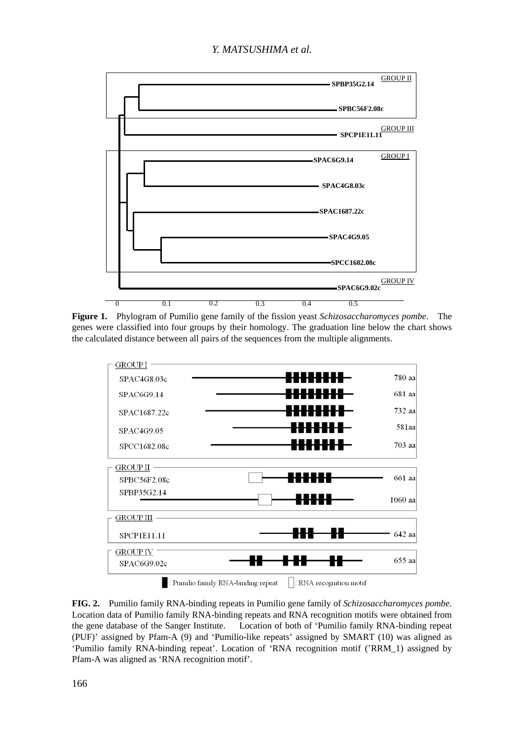**Figure 1.** Phylogram of Pumilio gene family of the fission yeast *Schizosaccharomyces pombe*. The genes were classified into four groups by their homology. The graduation line below the chart shows the calculated distance between all pairs of the sequences from the multiple alignments.

**FIG. 2.** Pumilio family RNA-binding repeats in Pumilio gene family of *Schizosaccharomyces pombe*. Location data of Pumilio family RNA-binding repeats and RNA recognition motifs were obtained from the gene database of the Sanger Institute. Location of both of 'Pumilio family RNA-binding repeat (PUF)' assigned by Pfam-A (9) and 'Pumilio-like repeats' assigned by SMART (10) was aligned as 'Pumilio family RNA-binding repeat'. Location of 'RNA recognition motif ('RRM_1) assigned by Pfam-A was aligned as 'RNA recognition motif'.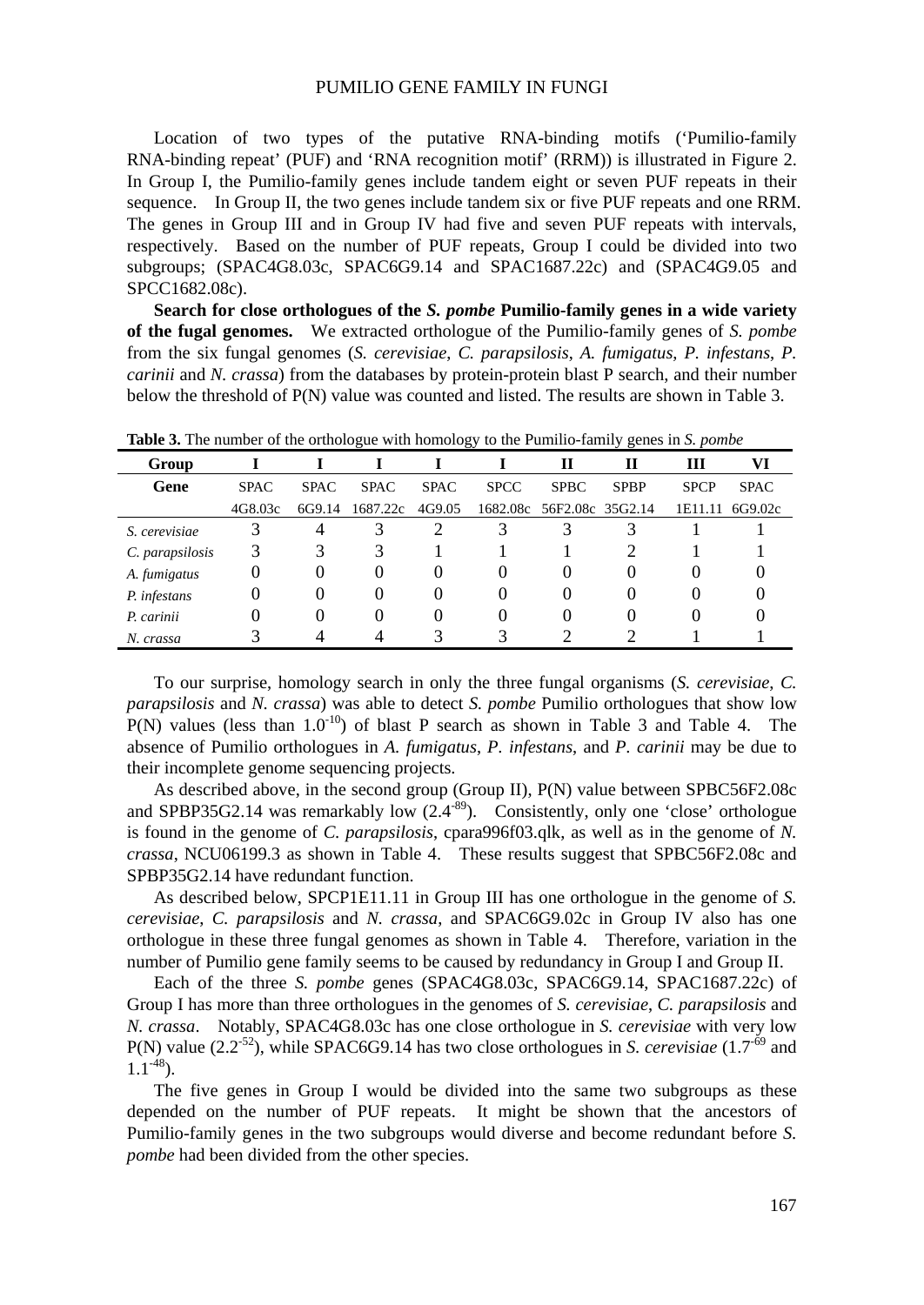Location of two types of the putative RNA-binding motifs ('Pumilio-family RNA-binding repeat' (PUF) and 'RNA recognition motif' (RRM)) is illustrated in Figure 2. In Group I, the Pumilio-family genes include tandem eight or seven PUF repeats in their sequence. In Group II, the two genes include tandem six or five PUF repeats and one RRM. The genes in Group III and in Group IV had five and seven PUF repeats with intervals, respectively. Based on the number of PUF repeats, Group I could be divided into two subgroups; (SPAC4G8.03c, SPAC6G9.14 and SPAC1687.22c) and (SPAC4G9.05 and SPCC1682.08c).

**Search for close orthologues of the *S. pombe* Pumilio-family genes in a wide variety of the fugal genomes.** We extracted orthologue of the Pumilio-family genes of *S. pombe* from the six fungal genomes (*S. cerevisiae*, *C. parapsilosis*, *A. fumigatus*, *P. infestans*, *P. carinii* and *N. crassa*) from the databases by protein-protein blast P search, and their number below the threshold of P(N) value was counted and listed. The results are shown in Table 3.

**Table 3.** The number of the orthologue with homology to the Pumilio-family genes in *S. pombe*

| Group | I | I | I | I | I | II | II | III | VI |
|---|---|---|---|---|---|---|---|---|---|
| Gene | SPAC 4G8.03c | SPAC 6G9.14 | SPAC 1687.22c | SPAC 4G9.05 | SPCC 1682.08c | SPBC 56F2.08c | SPBP 35G2.14 | SPCP 1E11.11 | SPAC 6G9.02c |
| *S. cerevisiae* | 3 | 4 | 3 | 2 | 3 | 3 | 3 | 1 | 1 |
| *C. parapsilosis* | 3 | 3 | 3 | 1 | 1 | 1 | 2 | 1 | 1 |
| *A. fumigatus* | 0 | 0 | 0 | 0 | 0 | 0 | 0 | 0 | 0 |
| *P. infestans* | 0 | 0 | 0 | 0 | 0 | 0 | 0 | 0 | 0 |
| *P. carinii* | 0 | 0 | 0 | 0 | 0 | 0 | 0 | 0 | 0 |
| *N. crassa* | 3 | 4 | 4 | 3 | 3 | 2 | 2 | 1 | 1 |

To our surprise, homology search in only the three fungal organisms (*S. cerevisiae*, *C. parapsilosis* and *N. crassa*) was able to detect *S. pombe* Pumilio orthologues that show low P(N) values (less than $1.0^{-10}$) of blast P search as shown in Table 3 and Table 4. The absence of Pumilio orthologues in *A. fumigatus*, *P. infestans*, and *P. carinii* may be due to their incomplete genome sequencing projects.

As described above, in the second group (Group II), P(N) value between SPBC56F2.08c and SPBP35G2.14 was remarkably low ($2.4^{-89}$). Consistently, only one 'close' orthologue is found in the genome of *C. parapsilosis*, cpara996f03.qlk, as well as in the genome of *N. crassa*, NCU06199.3 as shown in Table 4. These results suggest that SPBC56F2.08c and SPBP35G2.14 have redundant function.

As described below, SPCP1E11.11 in Group III has one orthologue in the genome of *S. cerevisiae*, *C. parapsilosis* and *N. crassa*, and SPAC6G9.02c in Group IV also has one orthologue in these three fungal genomes as shown in Table 4. Therefore, variation in the number of Pumilio gene family seems to be caused by redundancy in Group I and Group II.

Each of the three *S. pombe* genes (SPAC4G8.03c, SPAC6G9.14, SPAC1687.22c) of Group I has more than three orthologues in the genomes of *S. cerevisiae*, *C. parapsilosis* and *N. crassa*. Notably, SPAC4G8.03c has one close orthologue in *S. cerevisiae* with very low P(N) value ($2.2^{-52}$), while SPAC6G9.14 has two close orthologues in *S. cerevisiae* ($1.7^{-69}$ and $1.1^{-48}$).

The five genes in Group I would be divided into the same two subgroups as these depended on the number of PUF repeats. It might be shown that the ancestors of Pumilio-family genes in the two subgroups would diverse and become redundant before *S. pombe* had been divided from the other species.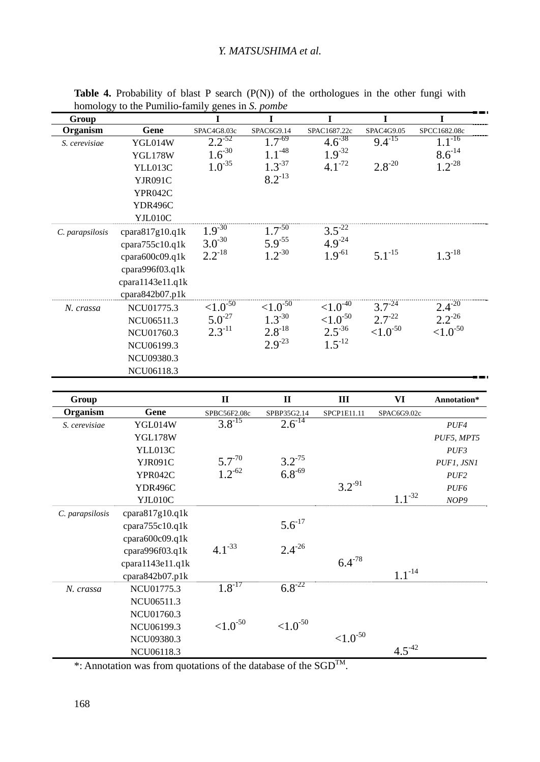**Table 4.** Probability of blast P search (P(N)) of the orthologues in the other fungi with homology to the Pumilio-family genes in *S. pombe*

| Group | | I | I | I | I | I | II | II | III | VI | Annotation* |
|---|---|---|---|---|---|---|---|---|---|---|---|
| **Organism** | **Gene** | SPAC4G8.03c | SPAC6G9.14 | SPAC1687.22c | SPAC4G9.05 | SPCC1682.08c | SPBC56F2.08c | SPBP35G2.14 | SPCP1E11.11 | SPAC6G9.02c | |
| *S. cerevisiae* | YGL014W | $2.2^{-52}$ | $1.7^{-69}$ | $4.6^{-38}$ | $9.4^{-15}$ | $1.1^{-16}$ | $3.8^{-15}$ | $2.6^{-14}$ | | | *PUF4* |
| | YGL178W | $1.6^{-30}$ | $1.1^{-48}$ | $1.9^{-32}$ | | $8.6^{-14}$ | | | | | *PUF5, MPT5* |
| | YLL013C | $1.0^{-35}$ | $1.3^{-37}$ | $4.1^{-72}$ | $2.8^{-20}$ | $1.2^{-28}$ | | | | | *PUF3* |
| | YJR091C | | $8.2^{-13}$ | | | | $5.7^{-70}$ | $3.2^{-75}$ | | | *PUF1, JSN1* |
| | YPR042C | | | | | | $1.2^{-62}$ | $6.8^{-69}$ | | | *PUF2* |
| | YDR496C | | | | | | | | $3.2^{-91}$ | | *PUF6* |
| | YJL010C | | | | | | | | | $1.1^{-32}$ | *NOP9* |
| *C. parapsilosis* | cpara817g10.q1k | $1.9^{-30}$ | $1.7^{-50}$ | $3.5^{-22}$ | | | | | | | |
| | cpara755c10.q1k | $3.0^{-30}$ | $5.9^{-55}$ | $4.9^{-24}$ | | | | $5.6^{-17}$ | | | |
| | cpara600c09.q1k | $2.2^{-18}$ | $1.2^{-30}$ | $1.9^{-61}$ | $5.1^{-15}$ | $1.3^{-18}$ | | | | | |
| | cpara996f03.q1k | | | | | | $4.1^{-33}$ | $2.4^{-26}$ | | | |
| | cpara1143e11.q1k | | | | | | | | $6.4^{-78}$ | | |
| | cpara842b07.p1k | | | | | | | | | $1.1^{-14}$ | |
| *N. crassa* | NCU01775.3 | $<1.0^{-50}$ | $<1.0^{-50}$ | $<1.0^{-40}$ | $3.7^{-24}$ | $2.4^{-20}$ | $1.8^{-17}$ | $6.8^{-22}$ | | | |
| | NCU06511.3 | $5.0^{-27}$ | $1.3^{-30}$ | $<1.0^{-50}$ | $2.7^{-22}$ | $2.2^{-26}$ | | | | | |
| | NCU01760.3 | $2.3^{-11}$ | $2.8^{-18}$ | $2.5^{-36}$ | $<1.0^{-50}$ | $<1.0^{-50}$ | | | | | |
| | NCU06199.3 | | $2.9^{-23}$ | $1.5^{-12}$ | | | $<1.0^{-50}$ | $<1.0^{-50}$ | | | |
| | NCU09380.3 | | | | | | | | $<1.0^{-50}$ | | |
| | NCU06118.3 | | | | | | | | | $4.5^{-42}$ | |

*: Annotation was from quotations of the database of the SGD™.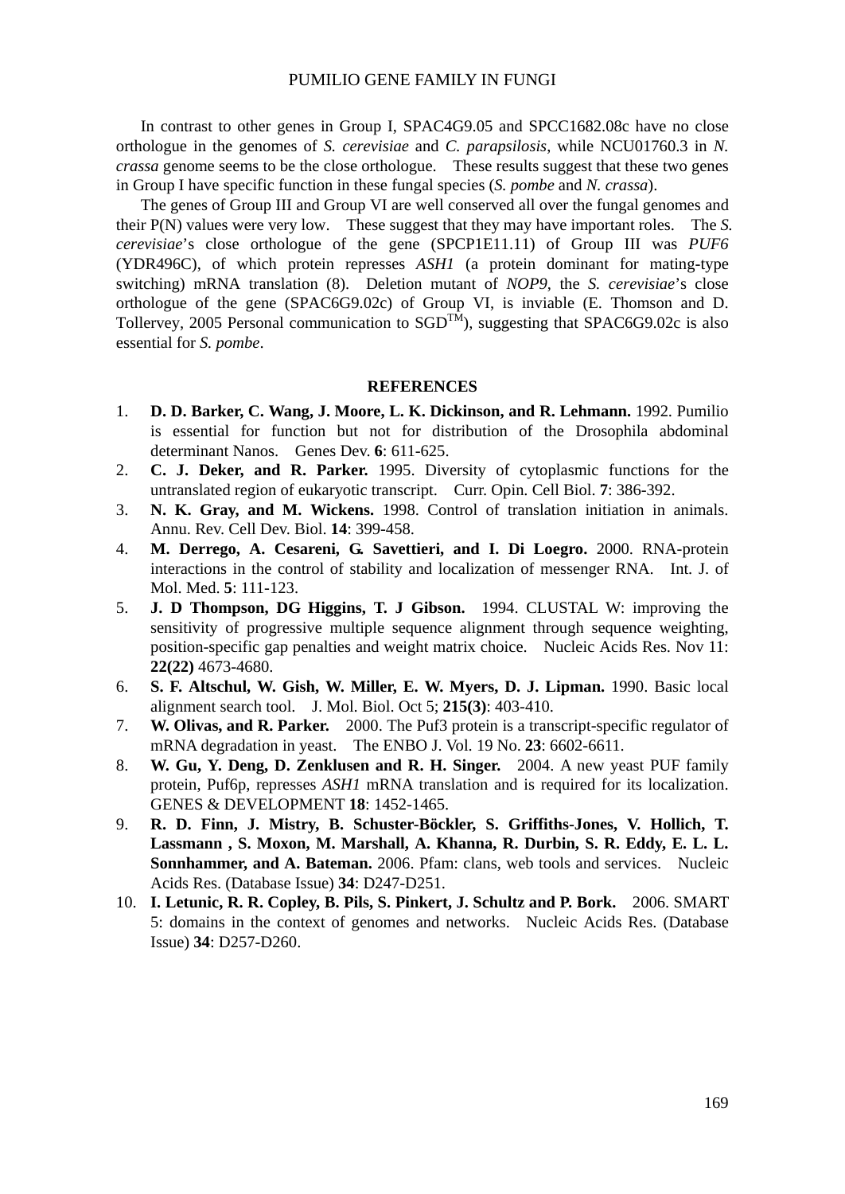In contrast to other genes in Group I, SPAC4G9.05 and SPCC1682.08c have no close orthologue in the genomes of *S. cerevisiae* and *C. parapsilosis*, while NCU01760.3 in *N. crassa* genome seems to be the close orthologue. These results suggest that these two genes in Group I have specific function in these fungal species (*S. pombe* and *N. crassa*).

The genes of Group III and Group VI are well conserved all over the fungal genomes and their P(N) values were very low. These suggest that they may have important roles. The *S. cerevisiae*'s close orthologue of the gene (SPCP1E11.11) of Group III was *PUF6* (YDR496C), of which protein represses *ASH1* (a protein dominant for mating-type switching) mRNA translation (8). Deletion mutant of *NOP9*, the *S. cerevisiae*'s close orthologue of the gene (SPAC6G9.02c) of Group VI, is inviable (E. Thomson and D. Tollervey, 2005 Personal communication to SGD[TM]), suggesting that SPAC6G9.02c is also essential for *S. pombe*.

## REFERENCES

1. **D. D. Barker, C. Wang, J. Moore, L. K. Dickinson, and R. Lehmann.** 1992. Pumilio is essential for function but not for distribution of the Drosophila abdominal determinant Nanos. Genes Dev. **6**: 611-625.
2. **C. J. Deker, and R. Parker.** 1995. Diversity of cytoplasmic functions for the untranslated region of eukaryotic transcript. Curr. Opin. Cell Biol. **7**: 386-392.
3. **N. K. Gray, and M. Wickens.** 1998. Control of translation initiation in animals. Annu. Rev. Cell Dev. Biol. **14**: 399-458.
4. **M. Derrego, A. Cesareni, G. Savettieri, and I. Di Loegro.** 2000. RNA-protein interactions in the control of stability and localization of messenger RNA. Int. J. of Mol. Med. **5**: 111-123.
5. **J. D Thompson, DG Higgins, T. J Gibson.** 1994. CLUSTAL W: improving the sensitivity of progressive multiple sequence alignment through sequence weighting, position-specific gap penalties and weight matrix choice. Nucleic Acids Res. Nov 11: **22(22)** 4673-4680.
6. **S. F. Altschul, W. Gish, W. Miller, E. W. Myers, D. J. Lipman.** 1990. Basic local alignment search tool. J. Mol. Biol. Oct 5; **215(3)**: 403-410.
7. **W. Olivas, and R. Parker.** 2000. The Puf3 protein is a transcript-specific regulator of mRNA degradation in yeast. The ENBO J. Vol. 19 No. **23**: 6602-6611.
8. **W. Gu, Y. Deng, D. Zenklusen and R. H. Singer.** 2004. A new yeast PUF family protein, Puf6p, represses *ASH1* mRNA translation and is required for its localization. GENES & DEVELOPMENT **18**: 1452-1465.
9. **R. D. Finn, J. Mistry, B. Schuster-Böckler, S. Griffiths-Jones, V. Hollich, T. Lassmann , S. Moxon, M. Marshall, A. Khanna, R. Durbin, S. R. Eddy, E. L. L. Sonnhammer, and A. Bateman.** 2006. Pfam: clans, web tools and services. Nucleic Acids Res. (Database Issue) **34**: D247-D251.
10. **I. Letunic, R. R. Copley, B. Pils, S. Pinkert, J. Schultz and P. Bork.** 2006. SMART 5: domains in the context of genomes and networks. Nucleic Acids Res. (Database Issue) **34**: D257-D260.